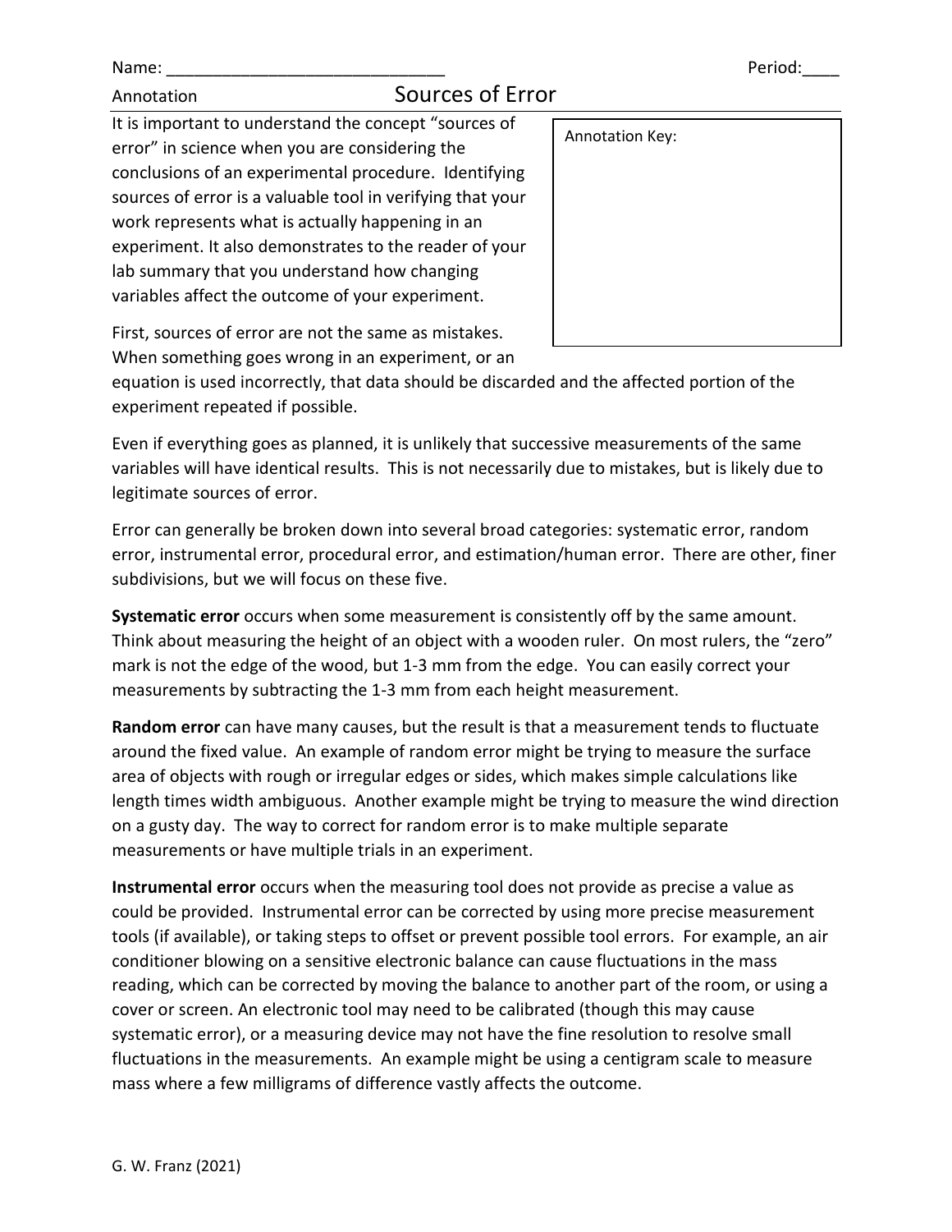Name: ______________________________ Period:____

Annotation

# Sources of Error

Annotation Key:

It is important to understand the concept "sources of error" in science when you are considering the conclusions of an experimental procedure. Identifying sources of error is a valuable tool in verifying that your work represents what is actually happening in an experiment. It also demonstrates to the reader of your lab summary that you understand how changing variables affect the outcome of your experiment.

First, sources of error are not the same as mistakes. When something goes wrong in an experiment, or an equation is used incorrectly, that data should be discarded and the affected portion of the experiment repeated if possible.

Even if everything goes as planned, it is unlikely that successive measurements of the same variables will have identical results. This is not necessarily due to mistakes, but is likely due to legitimate sources of error.

Error can generally be broken down into several broad categories: systematic error, random error, instrumental error, procedural error, and estimation/human error. There are other, finer subdivisions, but we will focus on these five.

**Systematic error** occurs when some measurement is consistently off by the same amount. Think about measuring the height of an object with a wooden ruler. On most rulers, the "zero" mark is not the edge of the wood, but 1-3 mm from the edge. You can easily correct your measurements by subtracting the 1-3 mm from each height measurement.

**Random error** can have many causes, but the result is that a measurement tends to fluctuate around the fixed value. An example of random error might be trying to measure the surface area of objects with rough or irregular edges or sides, which makes simple calculations like length times width ambiguous. Another example might be trying to measure the wind direction on a gusty day. The way to correct for random error is to make multiple separate measurements or have multiple trials in an experiment.

**Instrumental error** occurs when the measuring tool does not provide as precise a value as could be provided. Instrumental error can be corrected by using more precise measurement tools (if available), or taking steps to offset or prevent possible tool errors. For example, an air conditioner blowing on a sensitive electronic balance can cause fluctuations in the mass reading, which can be corrected by moving the balance to another part of the room, or using a cover or screen. An electronic tool may need to be calibrated (though this may cause systematic error), or a measuring device may not have the fine resolution to resolve small fluctuations in the measurements. An example might be using a centigram scale to measure mass where a few milligrams of difference vastly affects the outcome.

G. W. Franz (2021)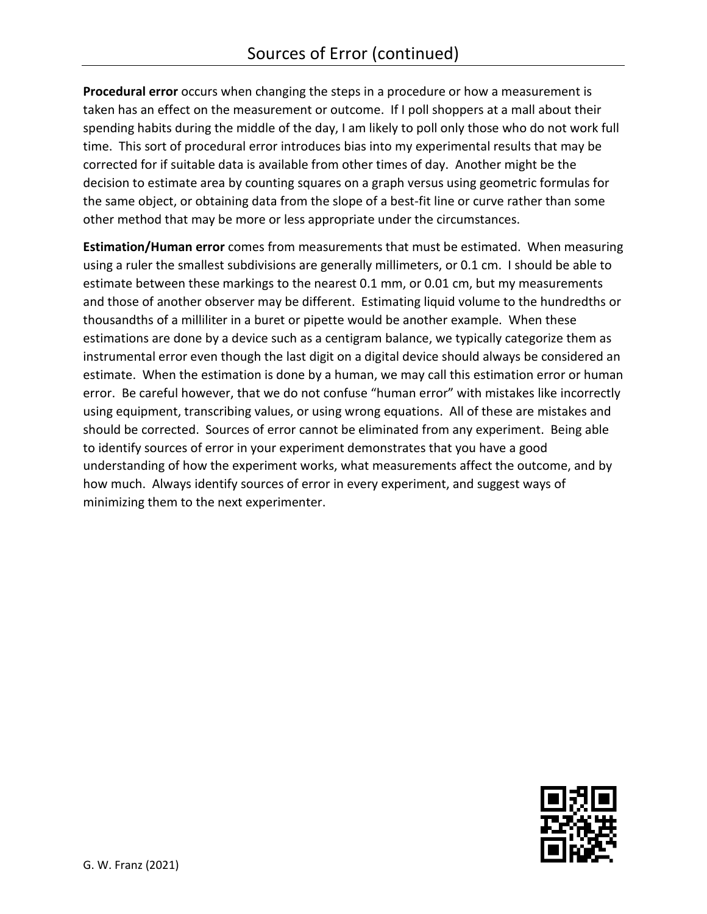# Sources of Error (continued)

**Procedural error** occurs when changing the steps in a procedure or how a measurement is taken has an effect on the measurement or outcome. If I poll shoppers at a mall about their spending habits during the middle of the day, I am likely to poll only those who do not work full time. This sort of procedural error introduces bias into my experimental results that may be corrected for if suitable data is available from other times of day. Another might be the decision to estimate area by counting squares on a graph versus using geometric formulas for the same object, or obtaining data from the slope of a best-fit line or curve rather than some other method that may be more or less appropriate under the circumstances.

**Estimation/Human error** comes from measurements that must be estimated. When measuring using a ruler the smallest subdivisions are generally millimeters, or 0.1 cm. I should be able to estimate between these markings to the nearest 0.1 mm, or 0.01 cm, but my measurements and those of another observer may be different. Estimating liquid volume to the hundredths or thousandths of a milliliter in a buret or pipette would be another example. When these estimations are done by a device such as a centigram balance, we typically categorize them as instrumental error even though the last digit on a digital device should always be considered an estimate. When the estimation is done by a human, we may call this estimation error or human error. Be careful however, that we do not confuse "human error" with mistakes like incorrectly using equipment, transcribing values, or using wrong equations. All of these are mistakes and should be corrected. Sources of error cannot be eliminated from any experiment. Being able to identify sources of error in your experiment demonstrates that you have a good understanding of how the experiment works, what measurements affect the outcome, and by how much. Always identify sources of error in every experiment, and suggest ways of minimizing them to the next experimenter.

G. W. Franz (2021)